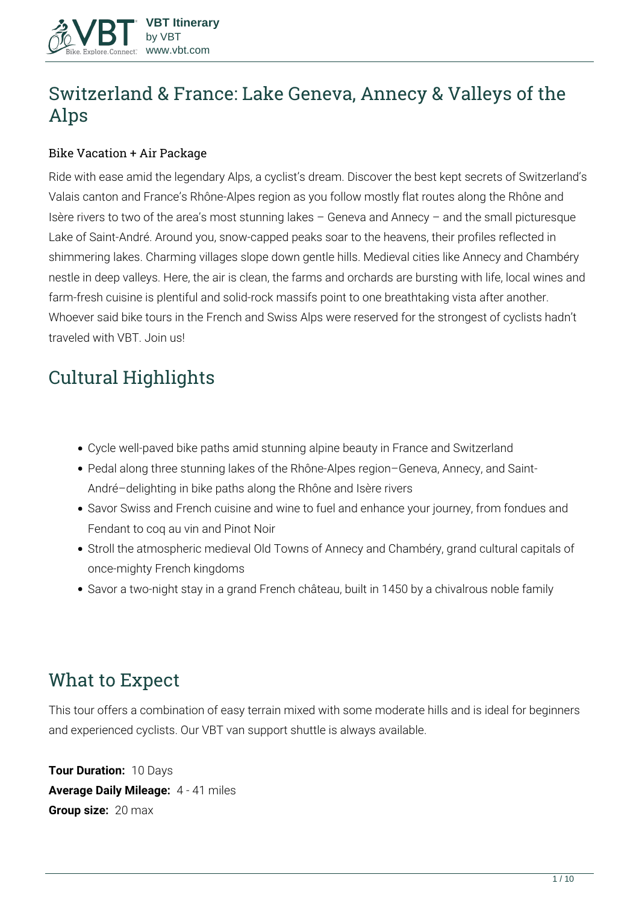# Switzerland & France: Lake Geneva, Annecy & Valleys of the Alps

### Bike Vacation + Air Package

Ride with ease amid the legendary Alps, a cyclist's dream. Discover the best kept secrets of Switzerland's Valais canton and France's Rhône-Alpes region as you follow mostly flat routes along the Rhône and Isère rivers to two of the area's most stunning lakes – Geneva and Annecy – and the small picturesque Lake of Saint-André. Around you, snow-capped peaks soar to the heavens, their profiles reflected in shimmering lakes. Charming villages slope down gentle hills. Medieval cities like Annecy and Chambéry nestle in deep valleys. Here, the air is clean, the farms and orchards are bursting with life, local wines and farm-fresh cuisine is plentiful and solid-rock massifs point to one breathtaking vista after another. Whoever said bike tours in the French and Swiss Alps were reserved for the strongest of cyclists hadn't traveled with VBT. Join us!

## Cultural Highlights

- Cycle well-paved bike paths amid stunning alpine beauty in France and Switzerland
- Pedal along three stunning lakes of the Rhône-Alpes region–Geneva, Annecy, and Saint-André–delighting in bike paths along the Rhône and Isère rivers
- Savor Swiss and French cuisine and wine to fuel and enhance your journey, from fondues and Fendant to coq au vin and Pinot Noir
- Stroll the atmospheric medieval Old Towns of Annecy and Chambéry, grand cultural capitals of once-mighty French kingdoms
- Savor a two-night stay in a grand French château, built in 1450 by a chivalrous noble family

## What to Expect

This tour offers a combination of easy terrain mixed with some moderate hills and is ideal for beginners and experienced cyclists. Our VBT van support shuttle is always available.

**Tour Duration:** 10 Days
**Average Daily Mileage:** 4 - 41 miles
**Group size:** 20 max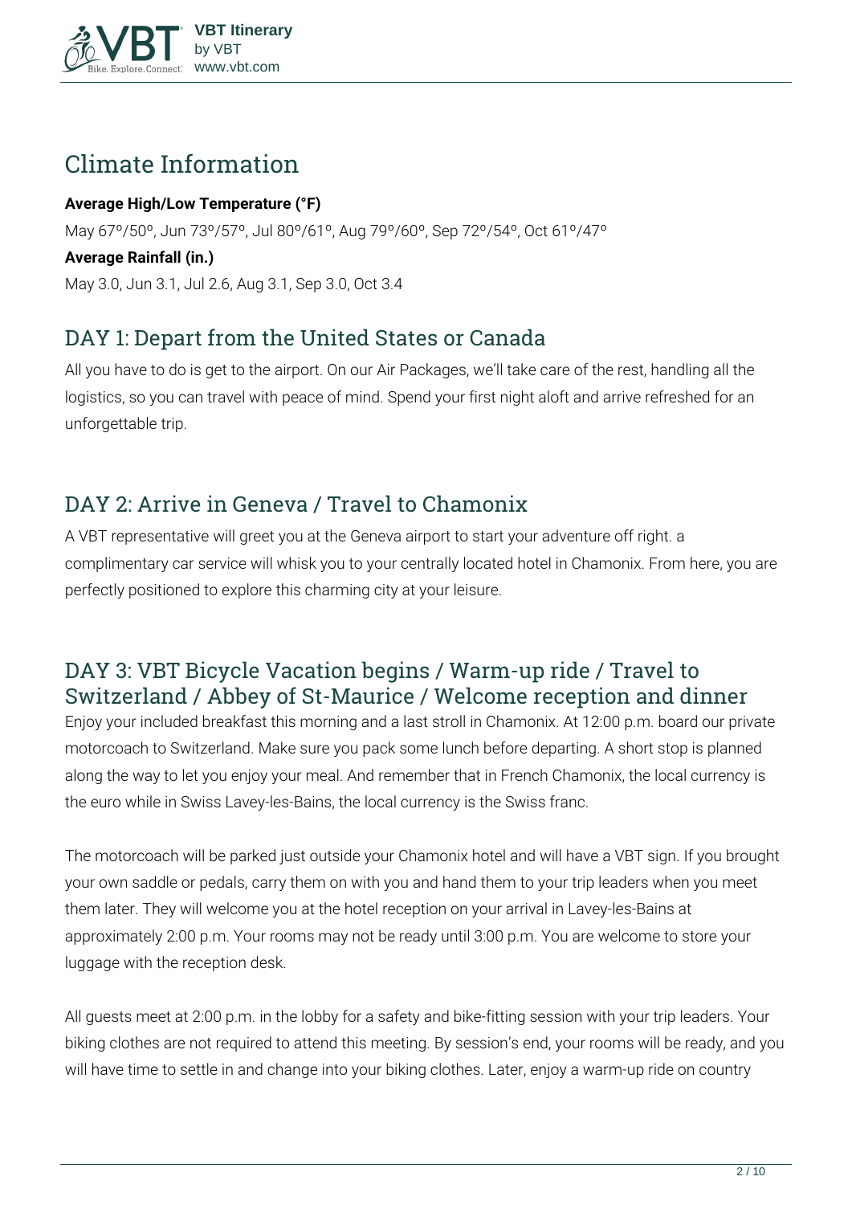## Climate Information

**Average High/Low Temperature (°F)**

May 67º/50º, Jun 73º/57º, Jul 80º/61º, Aug 79º/60º, Sep 72º/54º, Oct 61º/47º

**Average Rainfall (in.)**

May 3.0, Jun 3.1, Jul 2.6, Aug 3.1, Sep 3.0, Oct 3.4

## DAY 1: Depart from the United States or Canada

All you have to do is get to the airport. On our Air Packages, we'll take care of the rest, handling all the logistics, so you can travel with peace of mind. Spend your first night aloft and arrive refreshed for an unforgettable trip.

## DAY 2: Arrive in Geneva / Travel to Chamonix

A VBT representative will greet you at the Geneva airport to start your adventure off right. a complimentary car service will whisk you to your centrally located hotel in Chamonix. From here, you are perfectly positioned to explore this charming city at your leisure.

## DAY 3: VBT Bicycle Vacation begins / Warm-up ride / Travel to Switzerland / Abbey of St-Maurice / Welcome reception and dinner

Enjoy your included breakfast this morning and a last stroll in Chamonix. At 12:00 p.m. board our private motorcoach to Switzerland. Make sure you pack some lunch before departing. A short stop is planned along the way to let you enjoy your meal. And remember that in French Chamonix, the local currency is the euro while in Swiss Lavey-les-Bains, the local currency is the Swiss franc.

The motorcoach will be parked just outside your Chamonix hotel and will have a VBT sign. If you brought your own saddle or pedals, carry them on with you and hand them to your trip leaders when you meet them later. They will welcome you at the hotel reception on your arrival in Lavey-les-Bains at approximately 2:00 p.m. Your rooms may not be ready until 3:00 p.m. You are welcome to store your luggage with the reception desk.

All guests meet at 2:00 p.m. in the lobby for a safety and bike-fitting session with your trip leaders. Your biking clothes are not required to attend this meeting. By session's end, your rooms will be ready, and you will have time to settle in and change into your biking clothes. Later, enjoy a warm-up ride on country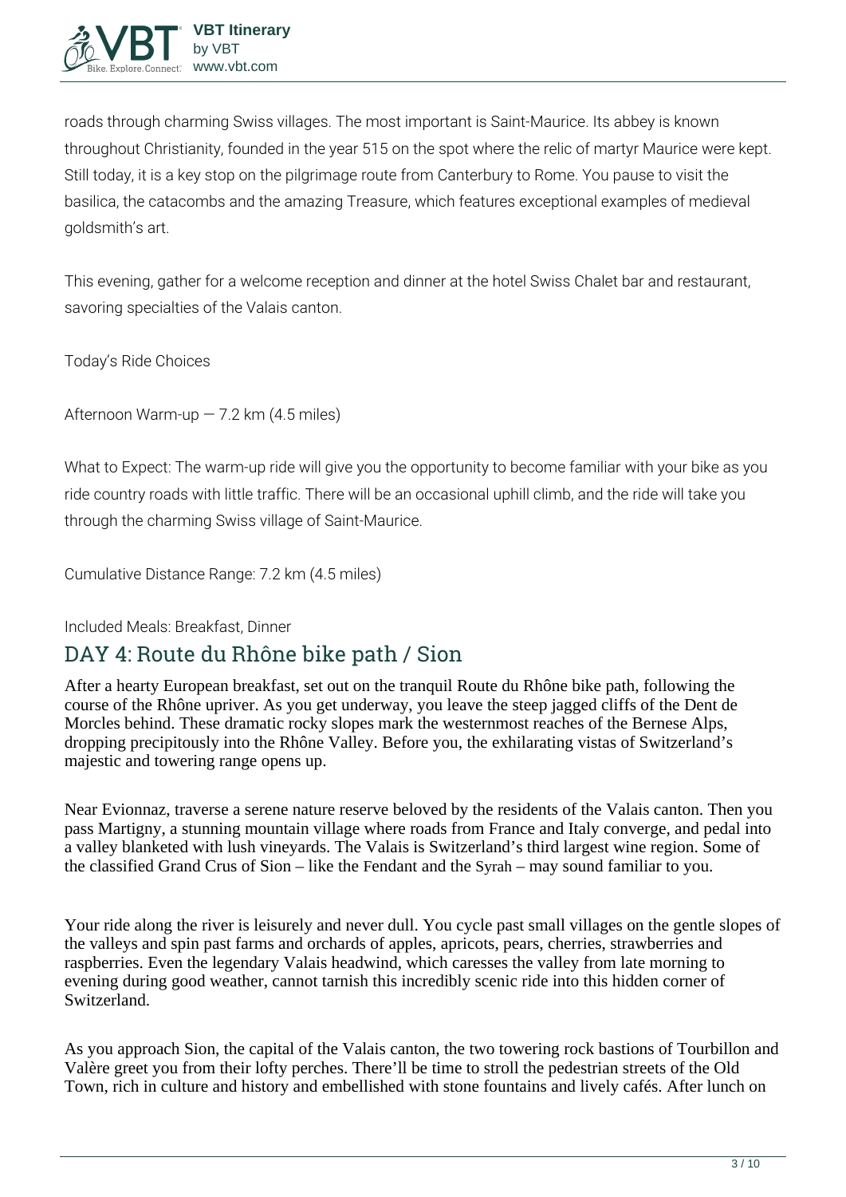roads through charming Swiss villages. The most important is Saint-Maurice. Its abbey is known throughout Christianity, founded in the year 515 on the spot where the relic of martyr Maurice were kept. Still today, it is a key stop on the pilgrimage route from Canterbury to Rome. You pause to visit the basilica, the catacombs and the amazing Treasure, which features exceptional examples of medieval goldsmith's art.

This evening, gather for a welcome reception and dinner at the hotel Swiss Chalet bar and restaurant, savoring specialties of the Valais canton.

Today's Ride Choices

Afternoon Warm-up — 7.2 km (4.5 miles)

What to Expect: The warm-up ride will give you the opportunity to become familiar with your bike as you ride country roads with little traffic. There will be an occasional uphill climb, and the ride will take you through the charming Swiss village of Saint-Maurice.

Cumulative Distance Range: 7.2 km (4.5 miles)

Included Meals: Breakfast, Dinner

## DAY 4: Route du Rhône bike path / Sion

After a hearty European breakfast, set out on the tranquil Route du Rhône bike path, following the course of the Rhône upriver. As you get underway, you leave the steep jagged cliffs of the Dent de Morcles behind. These dramatic rocky slopes mark the westernmost reaches of the Bernese Alps, dropping precipitously into the Rhône Valley. Before you, the exhilarating vistas of Switzerland's majestic and towering range opens up.

Near Evionnaz, traverse a serene nature reserve beloved by the residents of the Valais canton. Then you pass Martigny, a stunning mountain village where roads from France and Italy converge, and pedal into a valley blanketed with lush vineyards. The Valais is Switzerland's third largest wine region. Some of the classified Grand Crus of Sion – like the Fendant and the Syrah – may sound familiar to you.

Your ride along the river is leisurely and never dull. You cycle past small villages on the gentle slopes of the valleys and spin past farms and orchards of apples, apricots, pears, cherries, strawberries and raspberries. Even the legendary Valais headwind, which caresses the valley from late morning to evening during good weather, cannot tarnish this incredibly scenic ride into this hidden corner of Switzerland.

As you approach Sion, the capital of the Valais canton, the two towering rock bastions of Tourbillon and Valère greet you from their lofty perches. There'll be time to stroll the pedestrian streets of the Old Town, rich in culture and history and embellished with stone fountains and lively cafés. After lunch on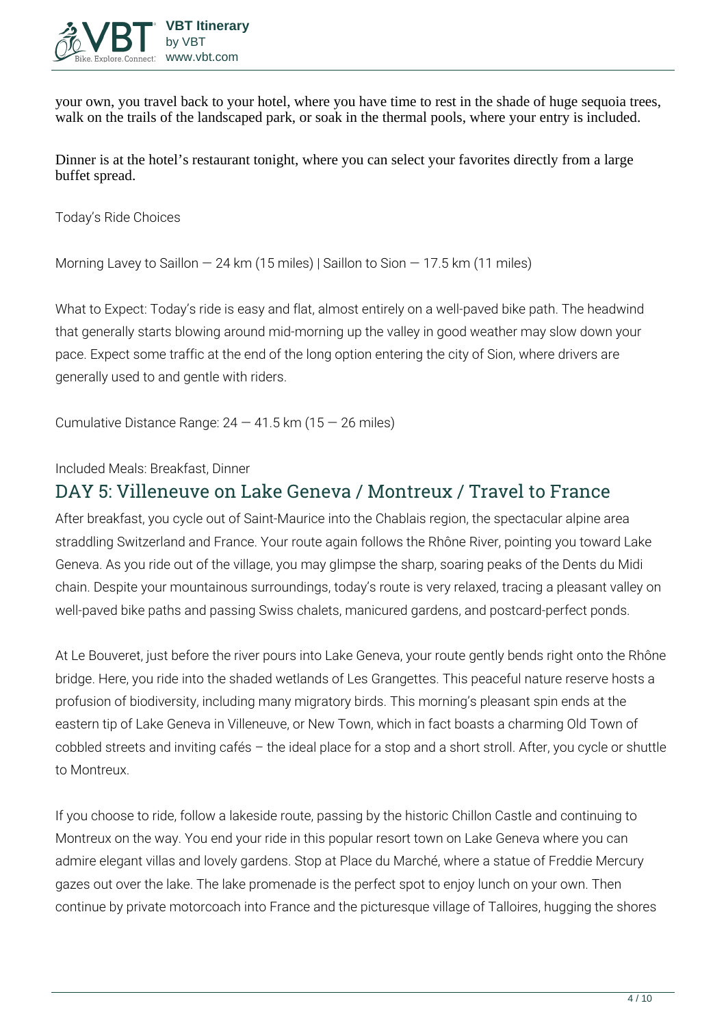your own, you travel back to your hotel, where you have time to rest in the shade of huge sequoia trees, walk on the trails of the landscaped park, or soak in the thermal pools, where your entry is included.

Dinner is at the hotel's restaurant tonight, where you can select your favorites directly from a large buffet spread.

Today's Ride Choices

Morning Lavey to Saillon — 24 km (15 miles) | Saillon to Sion — 17.5 km (11 miles)

What to Expect: Today's ride is easy and flat, almost entirely on a well-paved bike path. The headwind that generally starts blowing around mid-morning up the valley in good weather may slow down your pace. Expect some traffic at the end of the long option entering the city of Sion, where drivers are generally used to and gentle with riders.

Cumulative Distance Range: 24 — 41.5 km (15 — 26 miles)

Included Meals: Breakfast, Dinner

## DAY 5: Villeneuve on Lake Geneva / Montreux / Travel to France

After breakfast, you cycle out of Saint-Maurice into the Chablais region, the spectacular alpine area straddling Switzerland and France. Your route again follows the Rhône River, pointing you toward Lake Geneva. As you ride out of the village, you may glimpse the sharp, soaring peaks of the Dents du Midi chain. Despite your mountainous surroundings, today's route is very relaxed, tracing a pleasant valley on well-paved bike paths and passing Swiss chalets, manicured gardens, and postcard-perfect ponds.

At Le Bouveret, just before the river pours into Lake Geneva, your route gently bends right onto the Rhône bridge. Here, you ride into the shaded wetlands of Les Grangettes. This peaceful nature reserve hosts a profusion of biodiversity, including many migratory birds. This morning's pleasant spin ends at the eastern tip of Lake Geneva in Villeneuve, or New Town, which in fact boasts a charming Old Town of cobbled streets and inviting cafés – the ideal place for a stop and a short stroll. After, you cycle or shuttle to Montreux.

If you choose to ride, follow a lakeside route, passing by the historic Chillon Castle and continuing to Montreux on the way. You end your ride in this popular resort town on Lake Geneva where you can admire elegant villas and lovely gardens. Stop at Place du Marché, where a statue of Freddie Mercury gazes out over the lake. The lake promenade is the perfect spot to enjoy lunch on your own. Then continue by private motorcoach into France and the picturesque village of Talloires, hugging the shores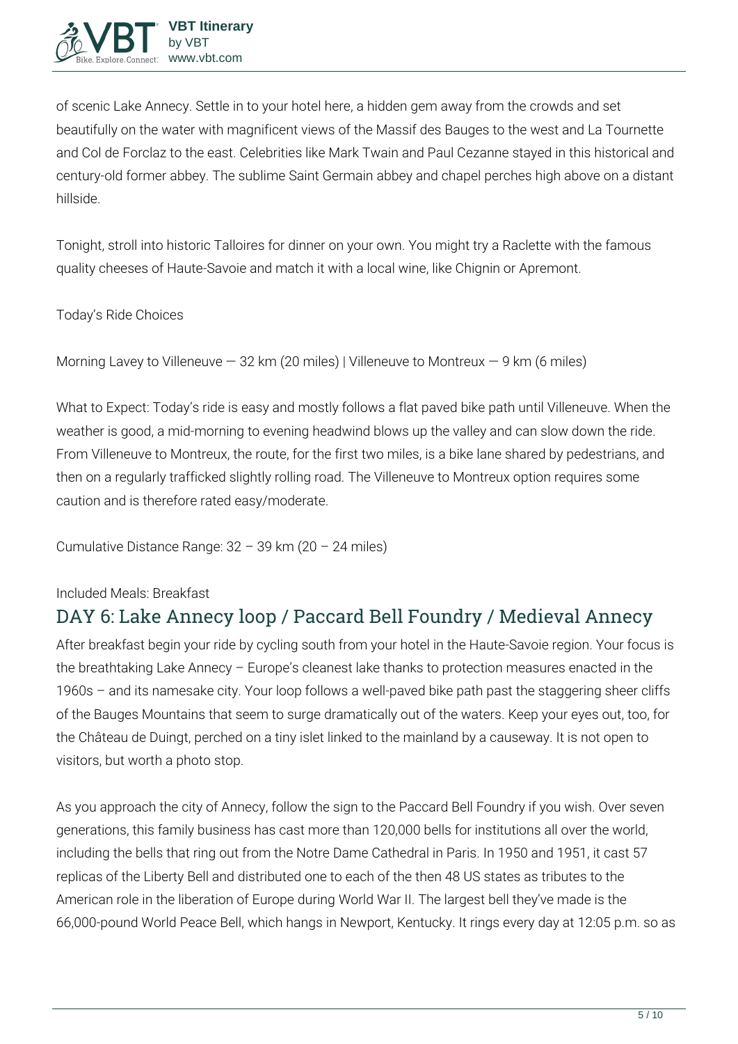of scenic Lake Annecy. Settle in to your hotel here, a hidden gem away from the crowds and set beautifully on the water with magnificent views of the Massif des Bauges to the west and La Tournette and Col de Forclaz to the east. Celebrities like Mark Twain and Paul Cezanne stayed in this historical and century-old former abbey. The sublime Saint Germain abbey and chapel perches high above on a distant hillside.

Tonight, stroll into historic Talloires for dinner on your own. You might try a Raclette with the famous quality cheeses of Haute-Savoie and match it with a local wine, like Chignin or Apremont.

Today's Ride Choices

Morning Lavey to Villeneuve — 32 km (20 miles) | Villeneuve to Montreux — 9 km (6 miles)

What to Expect: Today's ride is easy and mostly follows a flat paved bike path until Villeneuve. When the weather is good, a mid-morning to evening headwind blows up the valley and can slow down the ride. From Villeneuve to Montreux, the route, for the first two miles, is a bike lane shared by pedestrians, and then on a regularly trafficked slightly rolling road. The Villeneuve to Montreux option requires some caution and is therefore rated easy/moderate.

Cumulative Distance Range: 32 – 39 km (20 – 24 miles)

Included Meals: Breakfast

## DAY 6: Lake Annecy loop / Paccard Bell Foundry / Medieval Annecy

After breakfast begin your ride by cycling south from your hotel in the Haute-Savoie region. Your focus is the breathtaking Lake Annecy – Europe's cleanest lake thanks to protection measures enacted in the 1960s – and its namesake city. Your loop follows a well-paved bike path past the staggering sheer cliffs of the Bauges Mountains that seem to surge dramatically out of the waters. Keep your eyes out, too, for the Château de Duingt, perched on a tiny islet linked to the mainland by a causeway. It is not open to visitors, but worth a photo stop.

As you approach the city of Annecy, follow the sign to the Paccard Bell Foundry if you wish. Over seven generations, this family business has cast more than 120,000 bells for institutions all over the world, including the bells that ring out from the Notre Dame Cathedral in Paris. In 1950 and 1951, it cast 57 replicas of the Liberty Bell and distributed one to each of the then 48 US states as tributes to the American role in the liberation of Europe during World War II. The largest bell they've made is the 66,000-pound World Peace Bell, which hangs in Newport, Kentucky. It rings every day at 12:05 p.m. so as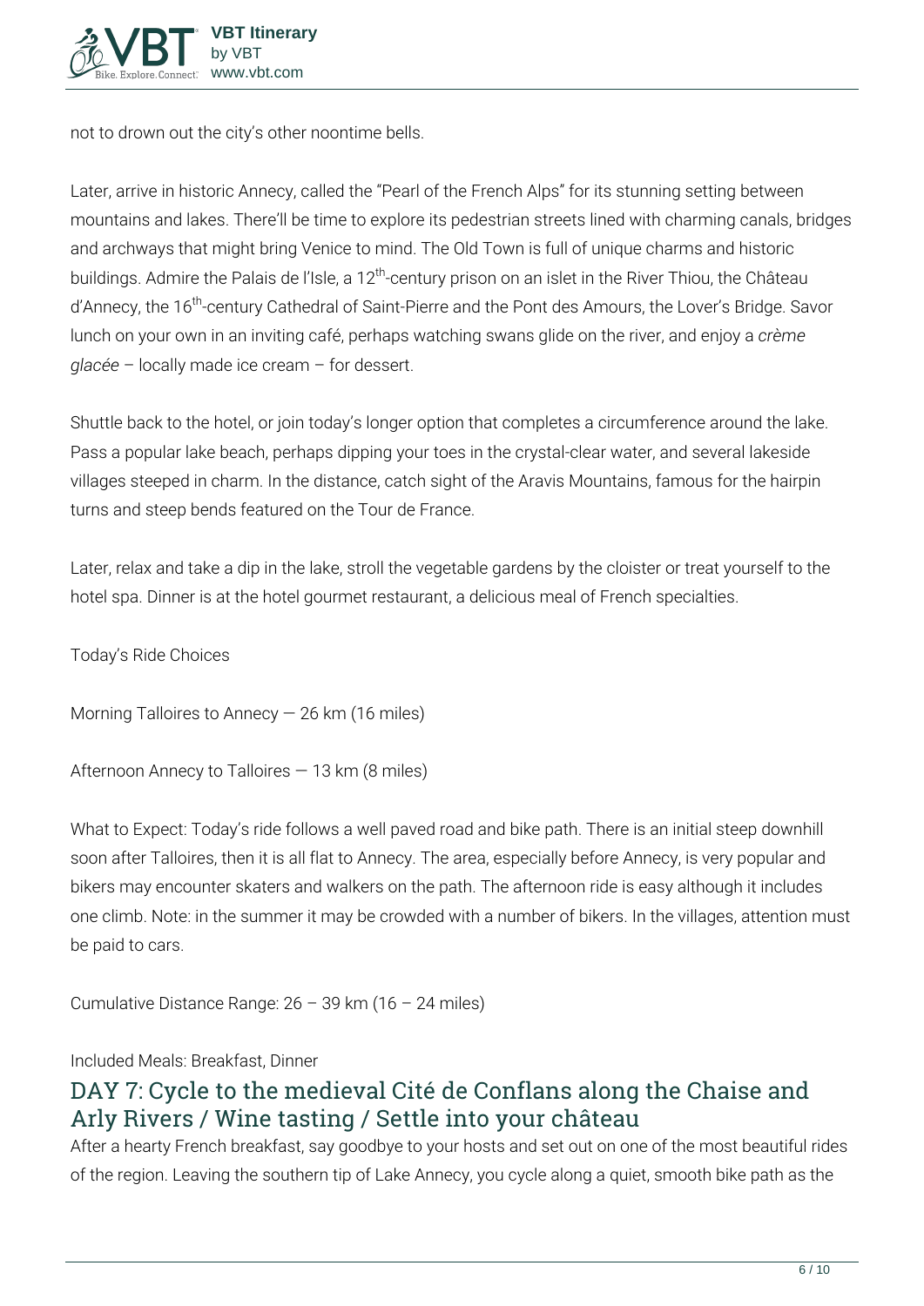not to drown out the city's other noontime bells.

Later, arrive in historic Annecy, called the "Pearl of the French Alps" for its stunning setting between mountains and lakes. There'll be time to explore its pedestrian streets lined with charming canals, bridges and archways that might bring Venice to mind. The Old Town is full of unique charms and historic buildings. Admire the Palais de l'Isle, a 12th-century prison on an islet in the River Thiou, the Château d'Annecy, the 16th-century Cathedral of Saint-Pierre and the Pont des Amours, the Lover's Bridge. Savor lunch on your own in an inviting café, perhaps watching swans glide on the river, and enjoy a *crème glacée* – locally made ice cream – for dessert.

Shuttle back to the hotel, or join today's longer option that completes a circumference around the lake. Pass a popular lake beach, perhaps dipping your toes in the crystal-clear water, and several lakeside villages steeped in charm. In the distance, catch sight of the Aravis Mountains, famous for the hairpin turns and steep bends featured on the Tour de France.

Later, relax and take a dip in the lake, stroll the vegetable gardens by the cloister or treat yourself to the hotel spa. Dinner is at the hotel gourmet restaurant, a delicious meal of French specialties.

Today's Ride Choices

Morning Talloires to Annecy — 26 km (16 miles)

Afternoon Annecy to Talloires — 13 km (8 miles)

What to Expect: Today's ride follows a well paved road and bike path. There is an initial steep downhill soon after Talloires, then it is all flat to Annecy. The area, especially before Annecy, is very popular and bikers may encounter skaters and walkers on the path. The afternoon ride is easy although it includes one climb. Note: in the summer it may be crowded with a number of bikers. In the villages, attention must be paid to cars.

Cumulative Distance Range: 26 – 39 km (16 – 24 miles)

Included Meals: Breakfast, Dinner

## DAY 7: Cycle to the medieval Cité de Conflans along the Chaise and Arly Rivers / Wine tasting / Settle into your château

After a hearty French breakfast, say goodbye to your hosts and set out on one of the most beautiful rides of the region. Leaving the southern tip of Lake Annecy, you cycle along a quiet, smooth bike path as the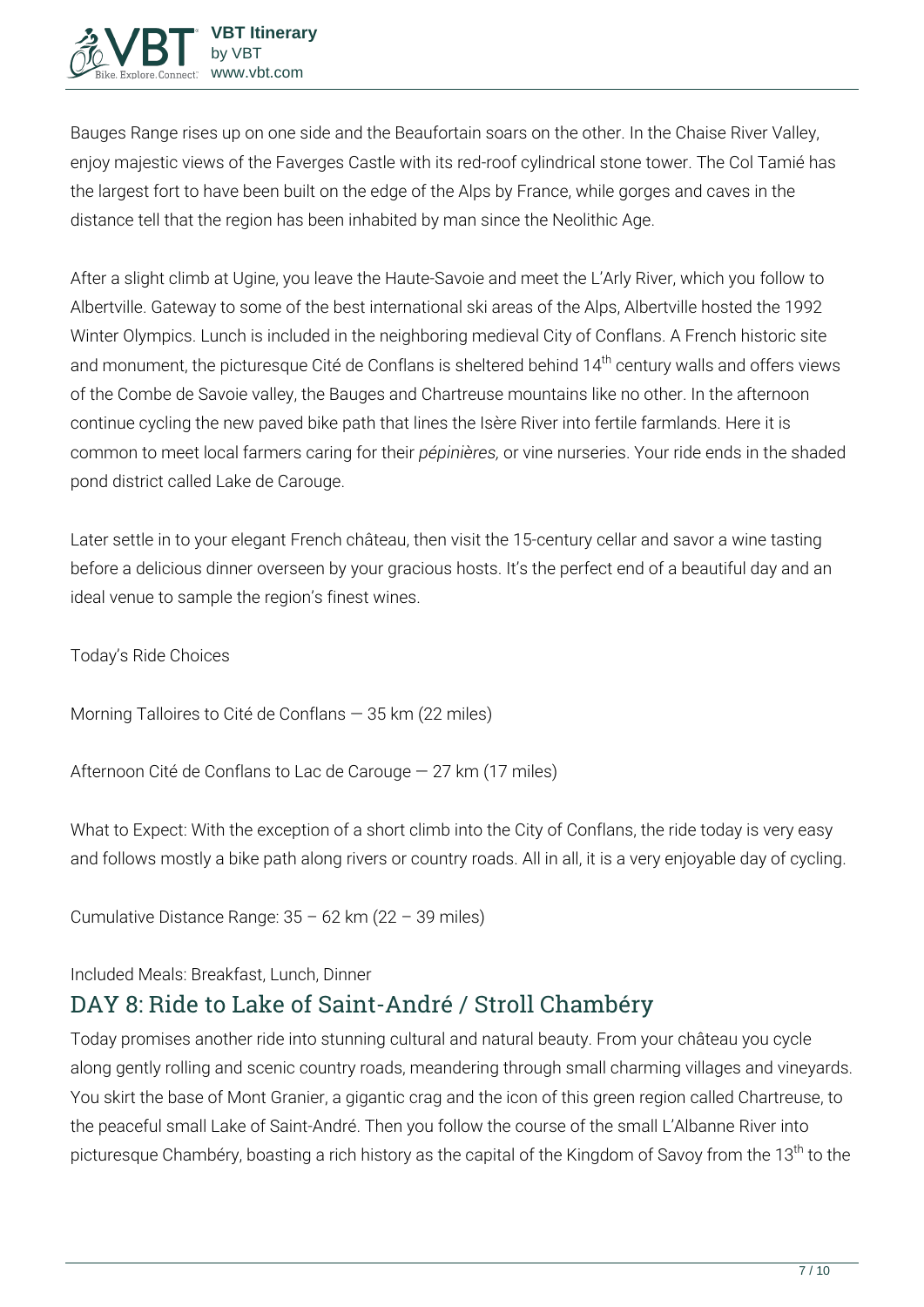Bauges Range rises up on one side and the Beaufortain soars on the other. In the Chaise River Valley, enjoy majestic views of the Faverges Castle with its red-roof cylindrical stone tower. The Col Tamié has the largest fort to have been built on the edge of the Alps by France, while gorges and caves in the distance tell that the region has been inhabited by man since the Neolithic Age.

After a slight climb at Ugine, you leave the Haute-Savoie and meet the L'Arly River, which you follow to Albertville. Gateway to some of the best international ski areas of the Alps, Albertville hosted the 1992 Winter Olympics. Lunch is included in the neighboring medieval City of Conflans. A French historic site and monument, the picturesque Cité de Conflans is sheltered behind 14th century walls and offers views of the Combe de Savoie valley, the Bauges and Chartreuse mountains like no other. In the afternoon continue cycling the new paved bike path that lines the Isère River into fertile farmlands. Here it is common to meet local farmers caring for their *pépinières,* or vine nurseries. Your ride ends in the shaded pond district called Lake de Carouge.

Later settle in to your elegant French château, then visit the 15-century cellar and savor a wine tasting before a delicious dinner overseen by your gracious hosts. It's the perfect end of a beautiful day and an ideal venue to sample the region's finest wines.

Today's Ride Choices

Morning Talloires to Cité de Conflans — 35 km (22 miles)

Afternoon Cité de Conflans to Lac de Carouge — 27 km (17 miles)

What to Expect: With the exception of a short climb into the City of Conflans, the ride today is very easy and follows mostly a bike path along rivers or country roads. All in all, it is a very enjoyable day of cycling.

Cumulative Distance Range: 35 – 62 km (22 – 39 miles)

Included Meals: Breakfast, Lunch, Dinner

## DAY 8: Ride to Lake of Saint-André / Stroll Chambéry

Today promises another ride into stunning cultural and natural beauty. From your château you cycle along gently rolling and scenic country roads, meandering through small charming villages and vineyards. You skirt the base of Mont Granier, a gigantic crag and the icon of this green region called Chartreuse, to the peaceful small Lake of Saint-André. Then you follow the course of the small L'Albanne River into picturesque Chambéry, boasting a rich history as the capital of the Kingdom of Savoy from the 13th to the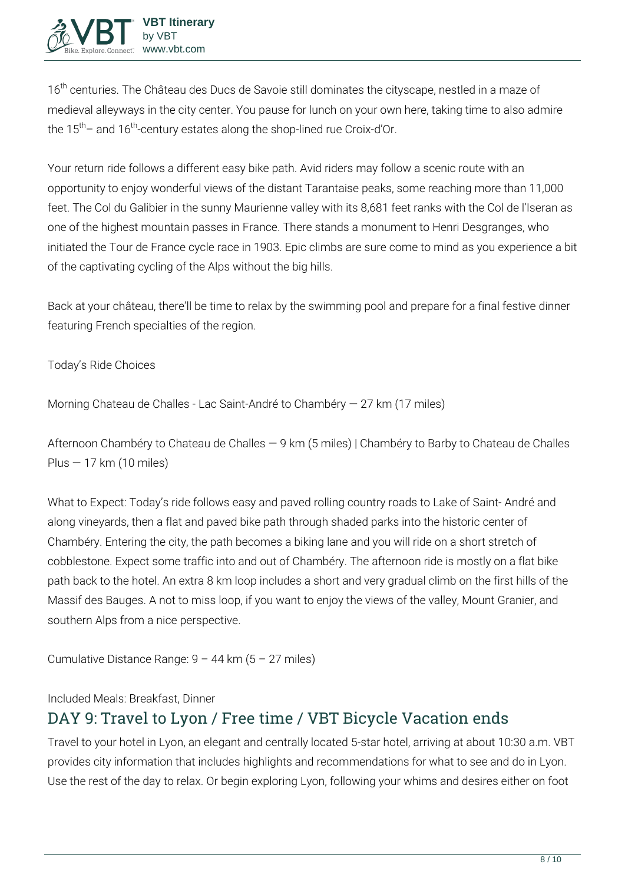16th centuries. The Château des Ducs de Savoie still dominates the cityscape, nestled in a maze of medieval alleyways in the city center. You pause for lunch on your own here, taking time to also admire the 15th– and 16th-century estates along the shop-lined rue Croix-d'Or.

Your return ride follows a different easy bike path. Avid riders may follow a scenic route with an opportunity to enjoy wonderful views of the distant Tarantaise peaks, some reaching more than 11,000 feet. The Col du Galibier in the sunny Maurienne valley with its 8,681 feet ranks with the Col de l'Iseran as one of the highest mountain passes in France. There stands a monument to Henri Desgranges, who initiated the Tour de France cycle race in 1903. Epic climbs are sure come to mind as you experience a bit of the captivating cycling of the Alps without the big hills.

Back at your château, there'll be time to relax by the swimming pool and prepare for a final festive dinner featuring French specialties of the region.

Today's Ride Choices

Morning Chateau de Challes - Lac Saint-André to Chambéry — 27 km (17 miles)

Afternoon Chambéry to Chateau de Challes — 9 km (5 miles) | Chambéry to Barby to Chateau de Challes Plus — 17 km (10 miles)

What to Expect: Today's ride follows easy and paved rolling country roads to Lake of Saint- André and along vineyards, then a flat and paved bike path through shaded parks into the historic center of Chambéry. Entering the city, the path becomes a biking lane and you will ride on a short stretch of cobblestone. Expect some traffic into and out of Chambéry. The afternoon ride is mostly on a flat bike path back to the hotel. An extra 8 km loop includes a short and very gradual climb on the first hills of the Massif des Bauges. A not to miss loop, if you want to enjoy the views of the valley, Mount Granier, and southern Alps from a nice perspective.

Cumulative Distance Range: 9 – 44 km (5 – 27 miles)

Included Meals: Breakfast, Dinner

## DAY 9: Travel to Lyon / Free time / VBT Bicycle Vacation ends

Travel to your hotel in Lyon, an elegant and centrally located 5-star hotel, arriving at about 10:30 a.m. VBT provides city information that includes highlights and recommendations for what to see and do in Lyon. Use the rest of the day to relax. Or begin exploring Lyon, following your whims and desires either on foot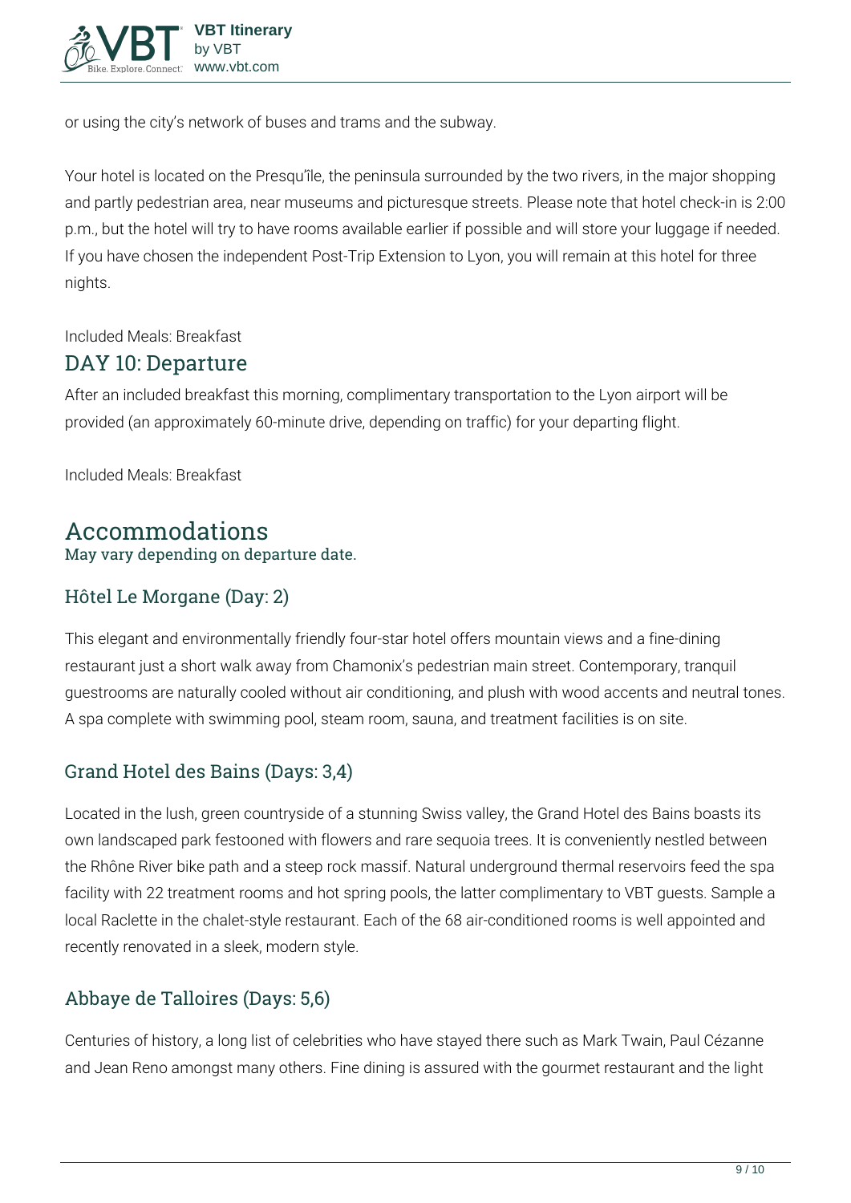or using the city's network of buses and trams and the subway.

Your hotel is located on the Presqu'île, the peninsula surrounded by the two rivers, in the major shopping and partly pedestrian area, near museums and picturesque streets. Please note that hotel check-in is 2:00 p.m., but the hotel will try to have rooms available earlier if possible and will store your luggage if needed. If you have chosen the independent Post-Trip Extension to Lyon, you will remain at this hotel for three nights.

Included Meals: Breakfast

## DAY 10: Departure

After an included breakfast this morning, complimentary transportation to the Lyon airport will be provided (an approximately 60-minute drive, depending on traffic) for your departing flight.

Included Meals: Breakfast

# Accommodations

May vary depending on departure date.

### Hôtel Le Morgane (Day: 2)

This elegant and environmentally friendly four-star hotel offers mountain views and a fine-dining restaurant just a short walk away from Chamonix's pedestrian main street. Contemporary, tranquil guestrooms are naturally cooled without air conditioning, and plush with wood accents and neutral tones. A spa complete with swimming pool, steam room, sauna, and treatment facilities is on site.

### Grand Hotel des Bains (Days: 3,4)

Located in the lush, green countryside of a stunning Swiss valley, the Grand Hotel des Bains boasts its own landscaped park festooned with flowers and rare sequoia trees. It is conveniently nestled between the Rhône River bike path and a steep rock massif. Natural underground thermal reservoirs feed the spa facility with 22 treatment rooms and hot spring pools, the latter complimentary to VBT guests. Sample a local Raclette in the chalet-style restaurant. Each of the 68 air-conditioned rooms is well appointed and recently renovated in a sleek, modern style.

### Abbaye de Talloires (Days: 5,6)

Centuries of history, a long list of celebrities who have stayed there such as Mark Twain, Paul Cézanne and Jean Reno amongst many others. Fine dining is assured with the gourmet restaurant and the light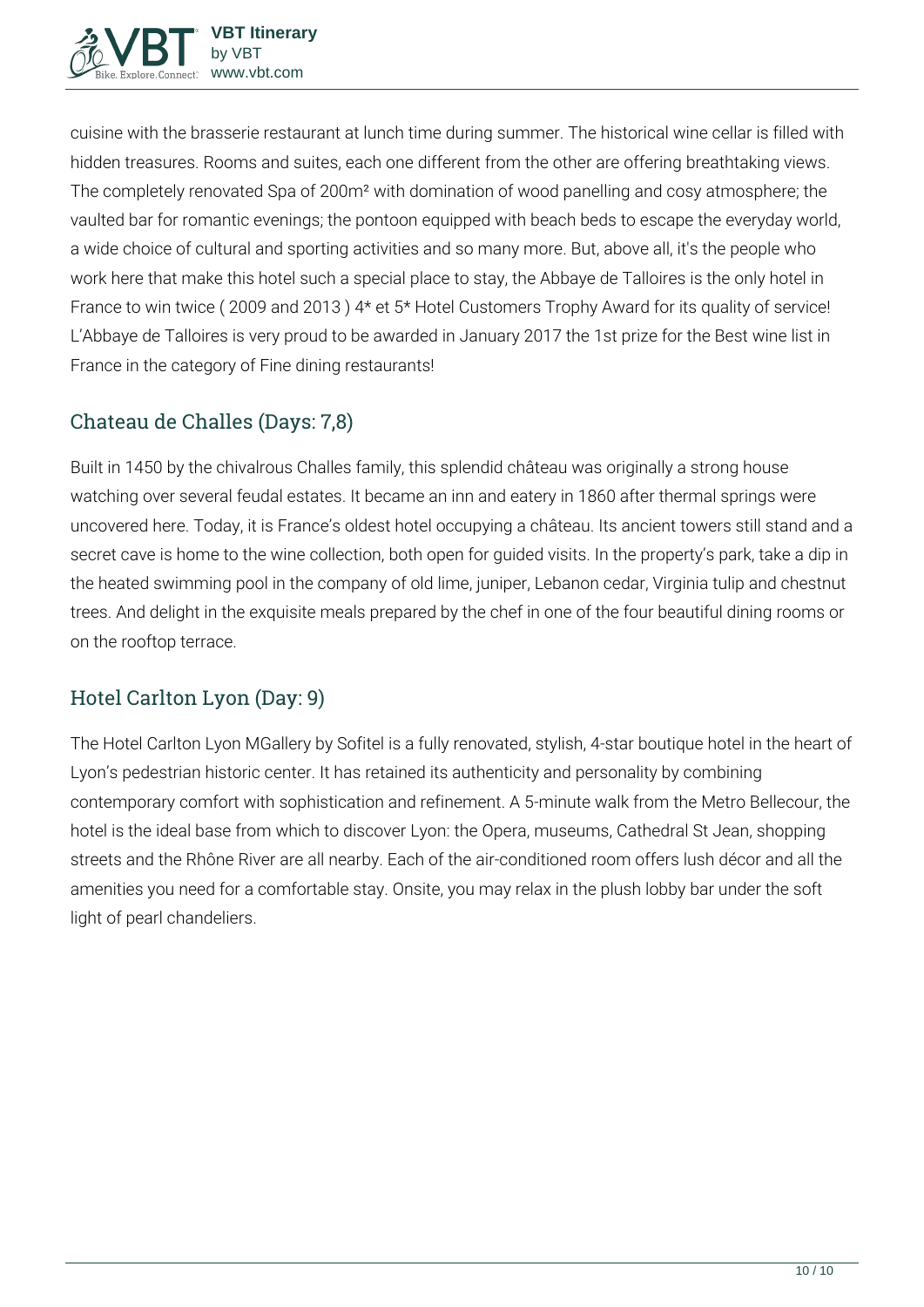cuisine with the brasserie restaurant at lunch time during summer. The historical wine cellar is filled with hidden treasures. Rooms and suites, each one different from the other are offering breathtaking views. The completely renovated Spa of 200m² with domination of wood panelling and cosy atmosphere; the vaulted bar for romantic evenings; the pontoon equipped with beach beds to escape the everyday world, a wide choice of cultural and sporting activities and so many more. But, above all, it's the people who work here that make this hotel such a special place to stay, the Abbaye de Talloires is the only hotel in France to win twice ( 2009 and 2013 ) 4* et 5* Hotel Customers Trophy Award for its quality of service! L'Abbaye de Talloires is very proud to be awarded in January 2017 the 1st prize for the Best wine list in France in the category of Fine dining restaurants!

## Chateau de Challes (Days: 7,8)

Built in 1450 by the chivalrous Challes family, this splendid château was originally a strong house watching over several feudal estates. It became an inn and eatery in 1860 after thermal springs were uncovered here. Today, it is France's oldest hotel occupying a château. Its ancient towers still stand and a secret cave is home to the wine collection, both open for guided visits. In the property's park, take a dip in the heated swimming pool in the company of old lime, juniper, Lebanon cedar, Virginia tulip and chestnut trees. And delight in the exquisite meals prepared by the chef in one of the four beautiful dining rooms or on the rooftop terrace.

## Hotel Carlton Lyon (Day: 9)

The Hotel Carlton Lyon MGallery by Sofitel is a fully renovated, stylish, 4-star boutique hotel in the heart of Lyon's pedestrian historic center. It has retained its authenticity and personality by combining contemporary comfort with sophistication and refinement. A 5-minute walk from the Metro Bellecour, the hotel is the ideal base from which to discover Lyon: the Opera, museums, Cathedral St Jean, shopping streets and the Rhône River are all nearby. Each of the air-conditioned room offers lush décor and all the amenities you need for a comfortable stay. Onsite, you may relax in the plush lobby bar under the soft light of pearl chandeliers.